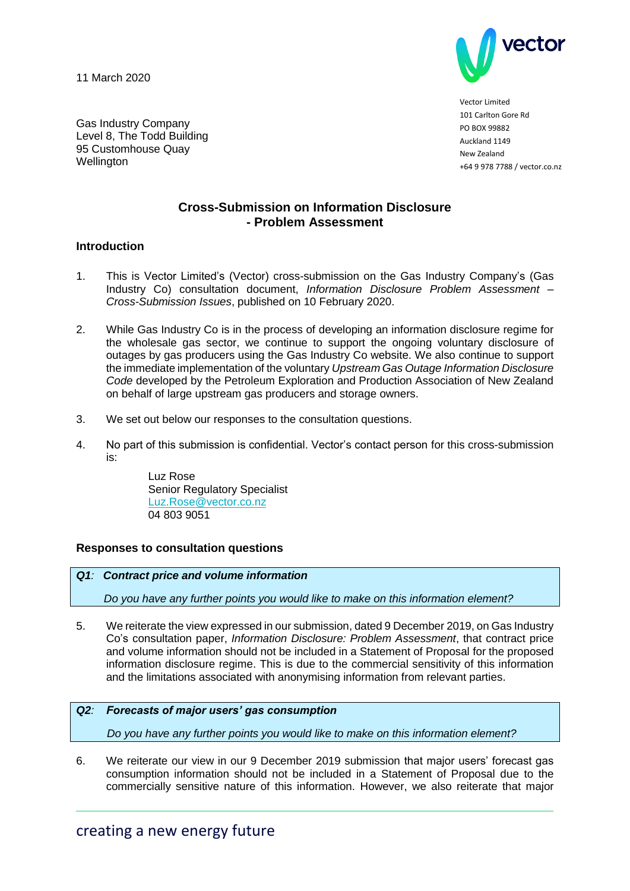11 March 2020

Vector Limited
101 Carlton Gore Rd
PO BOX 99882
Auckland 1149
New Zealand
+64 9 978 7788 / vector.co.nz

Gas Industry Company
Level 8, The Todd Building
95 Customhouse Quay
Wellington

## Cross-Submission on Information Disclosure - Problem Assessment

### Introduction

1. This is Vector Limited's (Vector) cross-submission on the Gas Industry Company's (Gas Industry Co) consultation document, *Information Disclosure Problem Assessment – Cross-Submission Issues*, published on 10 February 2020.

2. While Gas Industry Co is in the process of developing an information disclosure regime for the wholesale gas sector, we continue to support the ongoing voluntary disclosure of outages by gas producers using the Gas Industry Co website. We also continue to support the immediate implementation of the voluntary *Upstream Gas Outage Information Disclosure Code* developed by the Petroleum Exploration and Production Association of New Zealand on behalf of large upstream gas producers and storage owners.

3. We set out below our responses to the consultation questions.

4. No part of this submission is confidential. Vector's contact person for this cross-submission is:

   Luz Rose
   Senior Regulatory Specialist
   Luz.Rose@vector.co.nz
   04 803 9051

### Responses to consultation questions

> ***Q1**: Contract price and volume information*
>
> *Do you have any further points you would like to make on this information element?*

5. We reiterate the view expressed in our submission, dated 9 December 2019, on Gas Industry Co's consultation paper, *Information Disclosure: Problem Assessment*, that contract price and volume information should not be included in a Statement of Proposal for the proposed information disclosure regime. This is due to the commercial sensitivity of this information and the limitations associated with anonymising information from relevant parties.

> ***Q2**: Forecasts of major users' gas consumption*
>
> *Do you have any further points you would like to make on this information element?*

6. We reiterate our view in our 9 December 2019 submission that major users' forecast gas consumption information should not be included in a Statement of Proposal due to the commercially sensitive nature of this information. However, we also reiterate that major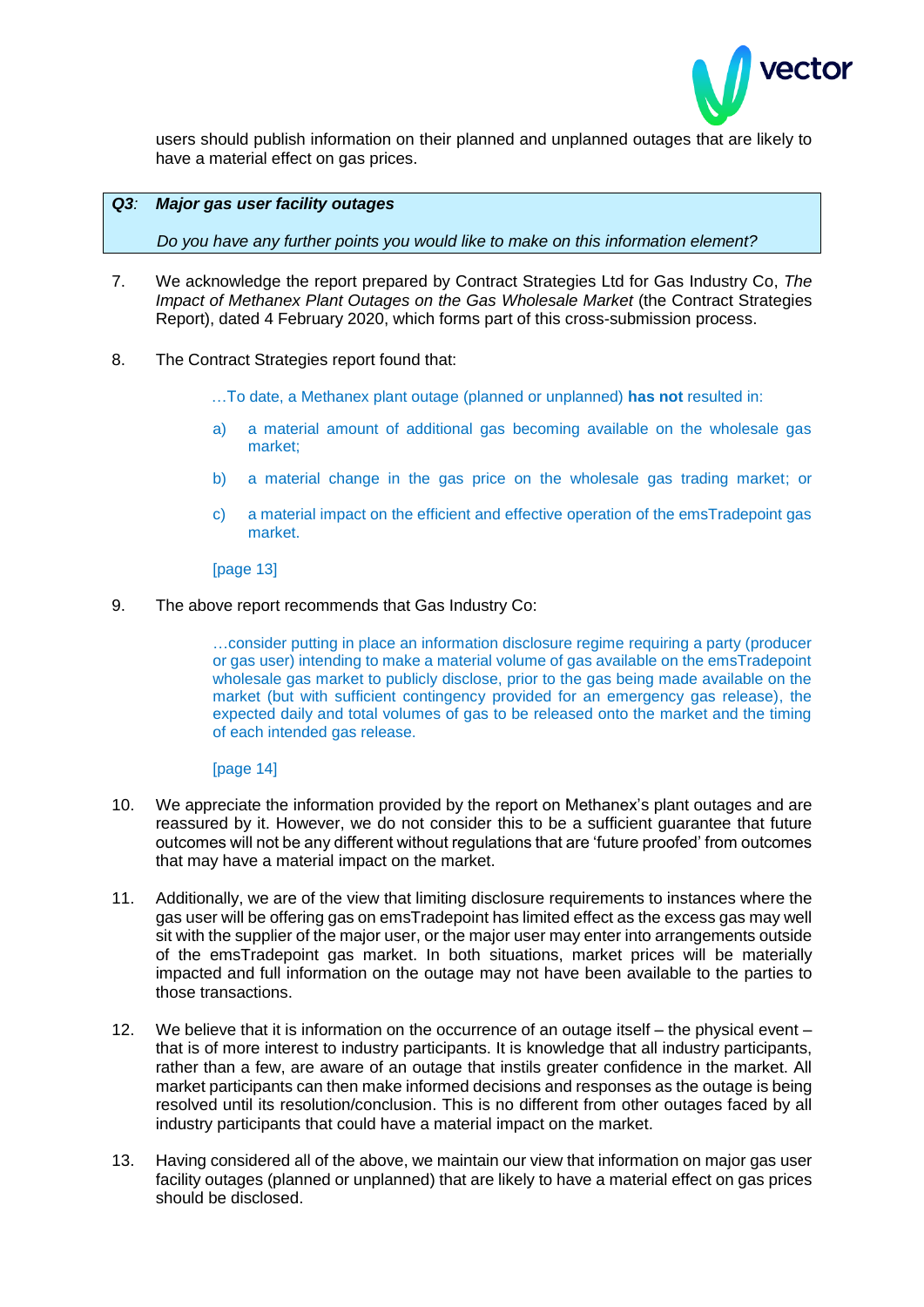users should publish information on their planned and unplanned outages that are likely to have a material effect on gas prices.

> ***Q3**: Major gas user facility outages*
>
> *Do you have any further points you would like to make on this information element?*

7. We acknowledge the report prepared by Contract Strategies Ltd for Gas Industry Co, *The Impact of Methanex Plant Outages on the Gas Wholesale Market* (the Contract Strategies Report), dated 4 February 2020, which forms part of this cross-submission process.

8. The Contract Strategies report found that:

   > …To date, a Methanex plant outage (planned or unplanned) **has not** resulted in:
   >
   > a) a material amount of additional gas becoming available on the wholesale gas market;
   >
   > b) a material change in the gas price on the wholesale gas trading market; or
   >
   > c) a material impact on the efficient and effective operation of the emsTradepoint gas market.
   >
   > [page 13]

9. The above report recommends that Gas Industry Co:

   > …consider putting in place an information disclosure regime requiring a party (producer or gas user) intending to make a material volume of gas available on the emsTradepoint wholesale gas market to publicly disclose, prior to the gas being made available on the market (but with sufficient contingency provided for an emergency gas release), the expected daily and total volumes of gas to be released onto the market and the timing of each intended gas release.
   >
   > [page 14]

10. We appreciate the information provided by the report on Methanex's plant outages and are reassured by it. However, we do not consider this to be a sufficient guarantee that future outcomes will not be any different without regulations that are 'future proofed' from outcomes that may have a material impact on the market.

11. Additionally, we are of the view that limiting disclosure requirements to instances where the gas user will be offering gas on emsTradepoint has limited effect as the excess gas may well sit with the supplier of the major user, or the major user may enter into arrangements outside of the emsTradepoint gas market. In both situations, market prices will be materially impacted and full information on the outage may not have been available to the parties to those transactions.

12. We believe that it is information on the occurrence of an outage itself – the physical event – that is of more interest to industry participants. It is knowledge that all industry participants, rather than a few, are aware of an outage that instils greater confidence in the market. All market participants can then make informed decisions and responses as the outage is being resolved until its resolution/conclusion. This is no different from other outages faced by all industry participants that could have a material impact on the market.

13. Having considered all of the above, we maintain our view that information on major gas user facility outages (planned or unplanned) that are likely to have a material effect on gas prices should be disclosed.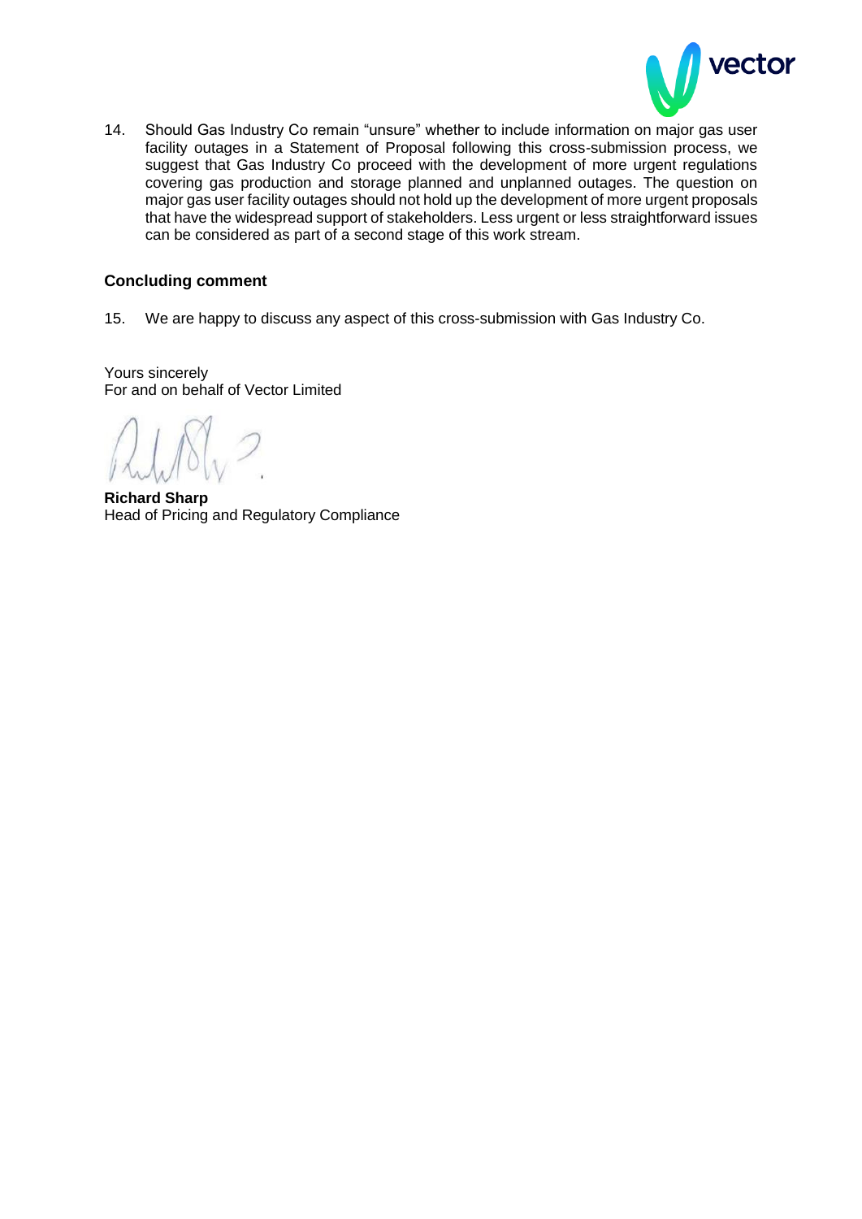14. Should Gas Industry Co remain "unsure" whether to include information on major gas user facility outages in a Statement of Proposal following this cross-submission process, we suggest that Gas Industry Co proceed with the development of more urgent regulations covering gas production and storage planned and unplanned outages. The question on major gas user facility outages should not hold up the development of more urgent proposals that have the widespread support of stakeholders. Less urgent or less straightforward issues can be considered as part of a second stage of this work stream.

### Concluding comment

15. We are happy to discuss any aspect of this cross-submission with Gas Industry Co.

Yours sincerely
For and on behalf of Vector Limited

**Richard Sharp**
Head of Pricing and Regulatory Compliance